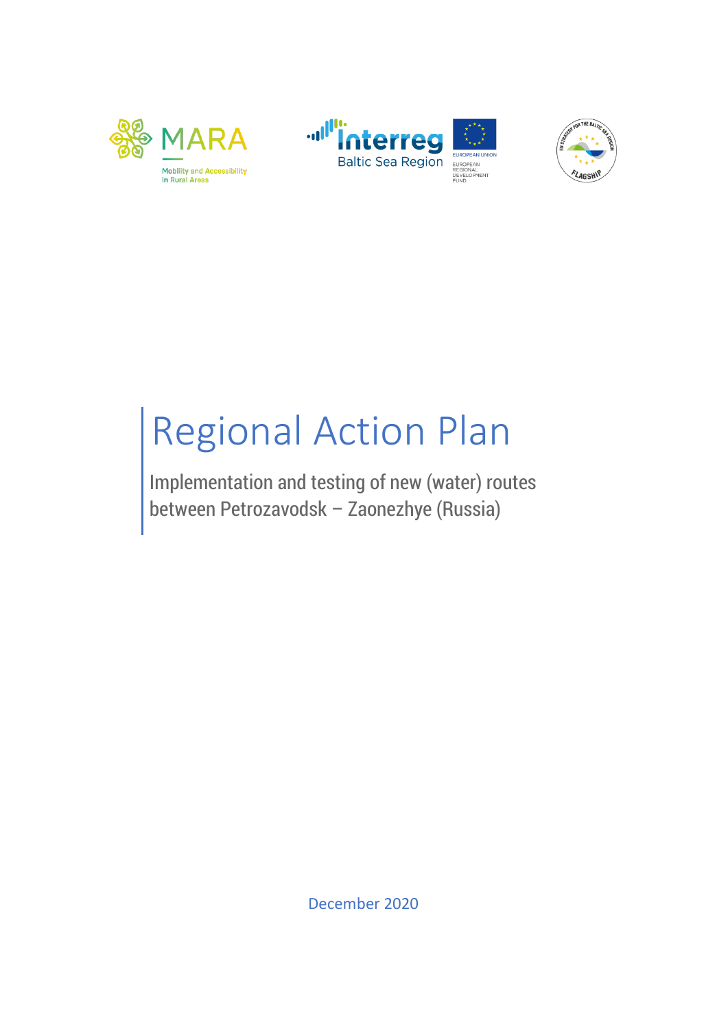# Regional Action Plan

Implementation and testing of new (water) routes between Petrozavodsk – Zaonezhye (Russia)

December 2020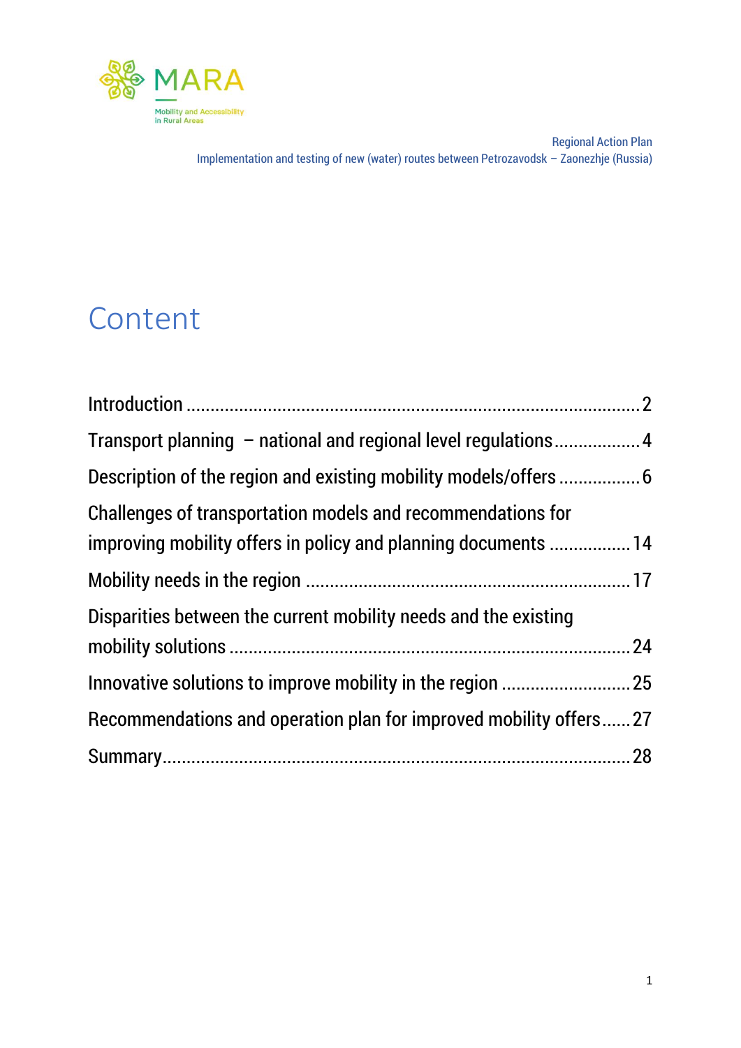# Content

Introduction ................................................................................... 2

Transport planning – national and regional level regulations .................. 4

Description of the region and existing mobility models/offers ................. 6

Challenges of transportation models and recommendations for improving mobility offers in policy and planning documents ................. 14

Mobility needs in the region ................................................................. 17

Disparities between the current mobility needs and the existing mobility solutions ................................................................................ 24

Innovative solutions to improve mobility in the region ........................... 25

Recommendations and operation plan for improved mobility offers ...... 27

Summary ............................................................................................ 28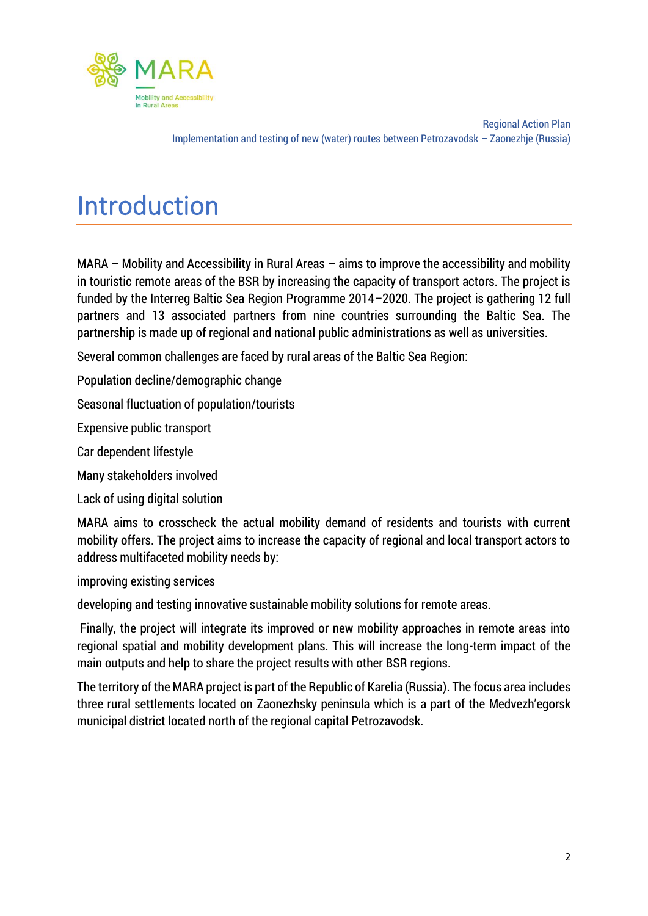# Introduction

MARA – Mobility and Accessibility in Rural Areas – aims to improve the accessibility and mobility in touristic remote areas of the BSR by increasing the capacity of transport actors. The project is funded by the Interreg Baltic Sea Region Programme 2014–2020. The project is gathering 12 full partners and 13 associated partners from nine countries surrounding the Baltic Sea. The partnership is made up of regional and national public administrations as well as universities.

Several common challenges are faced by rural areas of the Baltic Sea Region:

Population decline/demographic change

Seasonal fluctuation of population/tourists

Expensive public transport

Car dependent lifestyle

Many stakeholders involved

Lack of using digital solution

MARA aims to crosscheck the actual mobility demand of residents and tourists with current mobility offers. The project aims to increase the capacity of regional and local transport actors to address multifaceted mobility needs by:

improving existing services

developing and testing innovative sustainable mobility solutions for remote areas.

Finally, the project will integrate its improved or new mobility approaches in remote areas into regional spatial and mobility development plans. This will increase the long-term impact of the main outputs and help to share the project results with other BSR regions.

The territory of the MARA project is part of the Republic of Karelia (Russia). The focus area includes three rural settlements located on Zaonezhsky peninsula which is a part of the Medvezh'egorsk municipal district located north of the regional capital Petrozavodsk.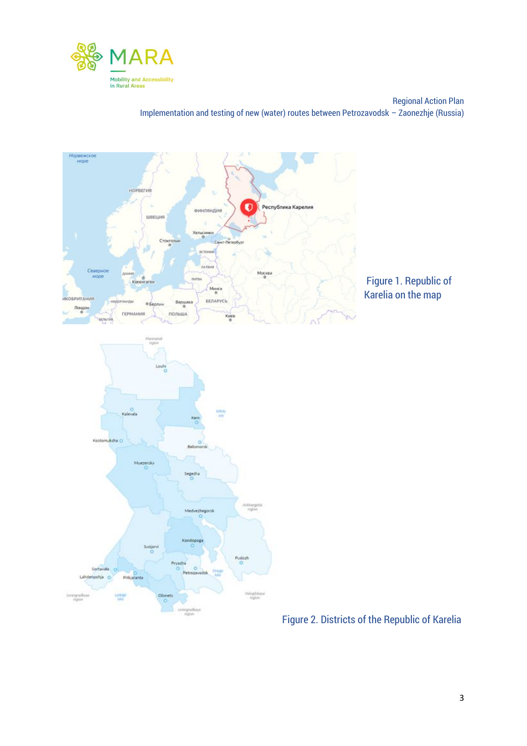Figure 1. Republic of Karelia on the map

Figure 2. Districts of the Republic of Karelia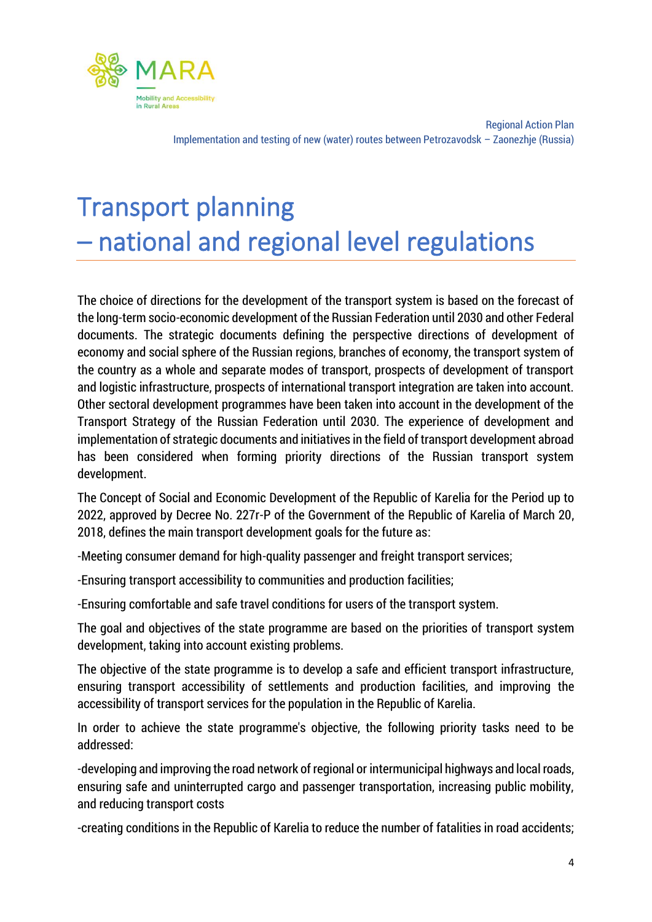# Transport planning – national and regional level regulations

The choice of directions for the development of the transport system is based on the forecast of the long-term socio-economic development of the Russian Federation until 2030 and other Federal documents. The strategic documents defining the perspective directions of development of economy and social sphere of the Russian regions, branches of economy, the transport system of the country as a whole and separate modes of transport, prospects of development of transport and logistic infrastructure, prospects of international transport integration are taken into account. Other sectoral development programmes have been taken into account in the development of the Transport Strategy of the Russian Federation until 2030. The experience of development and implementation of strategic documents and initiatives in the field of transport development abroad has been considered when forming priority directions of the Russian transport system development.

The Concept of Social and Economic Development of the Republic of Karelia for the Period up to 2022, approved by Decree No. 227r-P of the Government of the Republic of Karelia of March 20, 2018, defines the main transport development goals for the future as:

-Meeting consumer demand for high-quality passenger and freight transport services;

-Ensuring transport accessibility to communities and production facilities;

-Ensuring comfortable and safe travel conditions for users of the transport system.

The goal and objectives of the state programme are based on the priorities of transport system development, taking into account existing problems.

The objective of the state programme is to develop a safe and efficient transport infrastructure, ensuring transport accessibility of settlements and production facilities, and improving the accessibility of transport services for the population in the Republic of Karelia.

In order to achieve the state programme's objective, the following priority tasks need to be addressed:

-developing and improving the road network of regional or intermunicipal highways and local roads, ensuring safe and uninterrupted cargo and passenger transportation, increasing public mobility, and reducing transport costs

-creating conditions in the Republic of Karelia to reduce the number of fatalities in road accidents;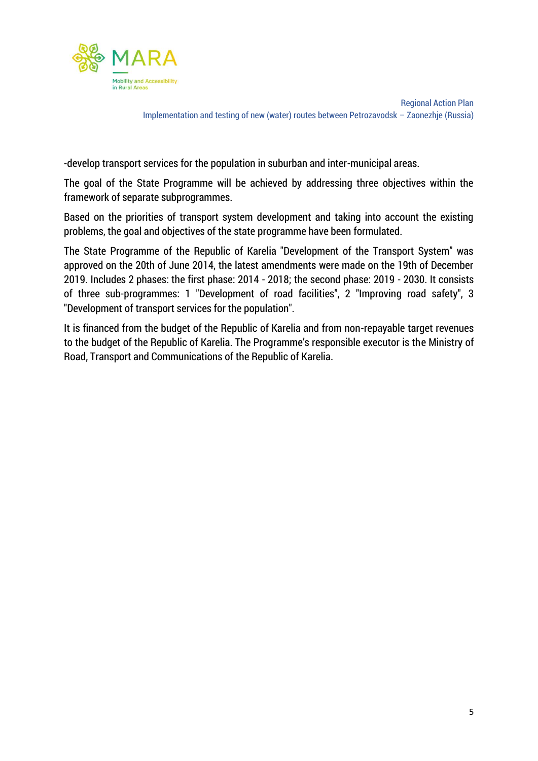-develop transport services for the population in suburban and inter-municipal areas.

The goal of the State Programme will be achieved by addressing three objectives within the framework of separate subprogrammes.

Based on the priorities of transport system development and taking into account the existing problems, the goal and objectives of the state programme have been formulated.

The State Programme of the Republic of Karelia "Development of the Transport System" was approved on the 20th of June 2014, the latest amendments were made on the 19th of December 2019. Includes 2 phases: the first phase: 2014 - 2018; the second phase: 2019 - 2030. It consists of three sub-programmes: 1 "Development of road facilities", 2 "Improving road safety", 3 "Development of transport services for the population".

It is financed from the budget of the Republic of Karelia and from non-repayable target revenues to the budget of the Republic of Karelia. The Programme's responsible executor is the Ministry of Road, Transport and Communications of the Republic of Karelia.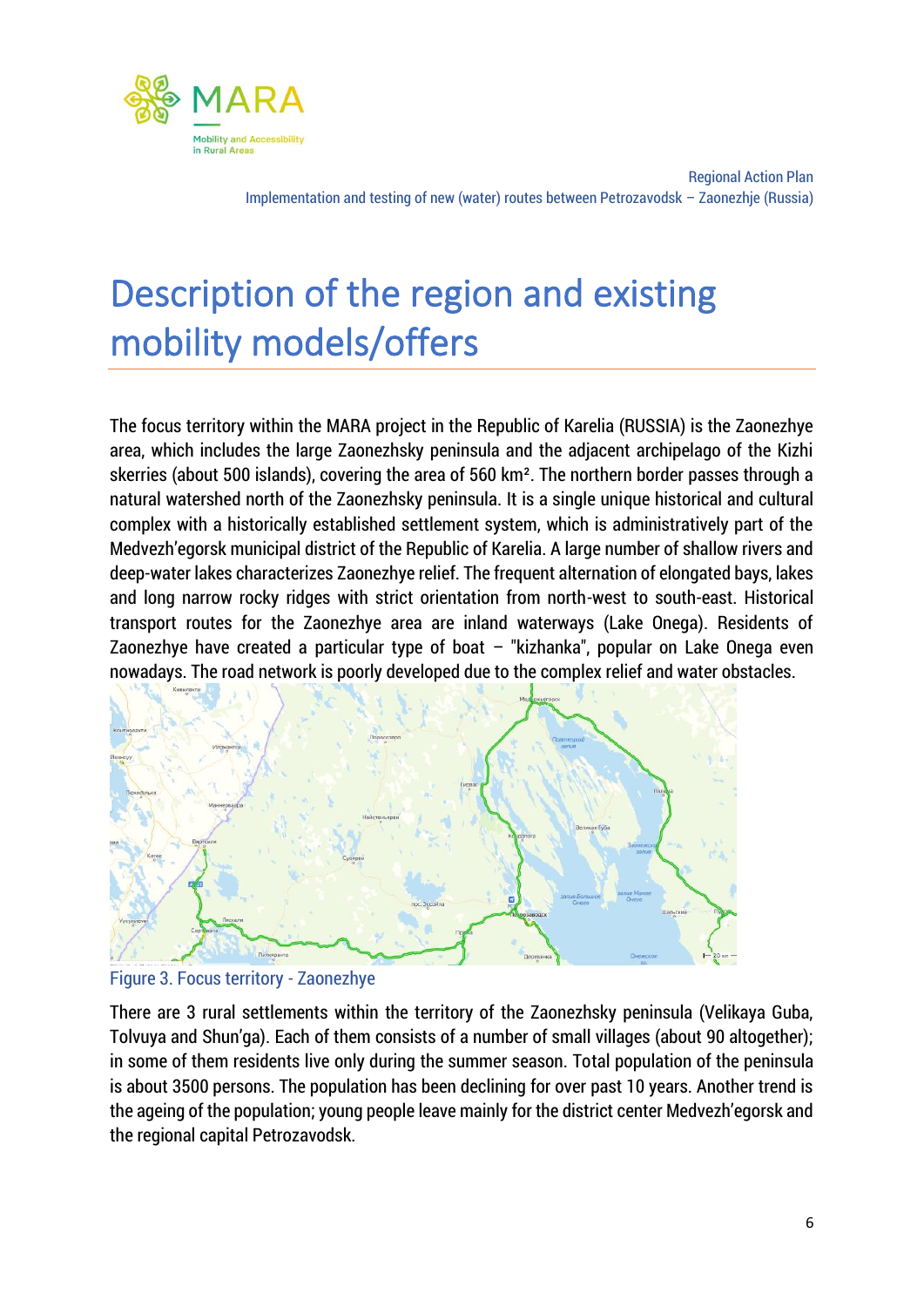# Description of the region and existing mobility models/offers

The focus territory within the MARA project in the Republic of Karelia (RUSSIA) is the Zaonezhye area, which includes the large Zaonezhsky peninsula and the adjacent archipelago of the Kizhi skerries (about 500 islands), covering the area of 560 km². The northern border passes through a natural watershed north of the Zaonezhsky peninsula. It is a single unique historical and cultural complex with a historically established settlement system, which is administratively part of the Medvezh'egorsk municipal district of the Republic of Karelia. A large number of shallow rivers and deep-water lakes characterizes Zaonezhye relief. The frequent alternation of elongated bays, lakes and long narrow rocky ridges with strict orientation from north-west to south-east. Historical transport routes for the Zaonezhye area are inland waterways (Lake Onega). Residents of Zaonezhye have created a particular type of boat – "kizhanka", popular on Lake Onega even nowadays. The road network is poorly developed due to the complex relief and water obstacles.

Figure 3. Focus territory - Zaonezhye

There are 3 rural settlements within the territory of the Zaonezhsky peninsula (Velikaya Guba, Tolvuya and Shun'ga). Each of them consists of a number of small villages (about 90 altogether); in some of them residents live only during the summer season. Total population of the peninsula is about 3500 persons. The population has been declining for over past 10 years. Another trend is the ageing of the population; young people leave mainly for the district center Medvezh'egorsk and the regional capital Petrozavodsk.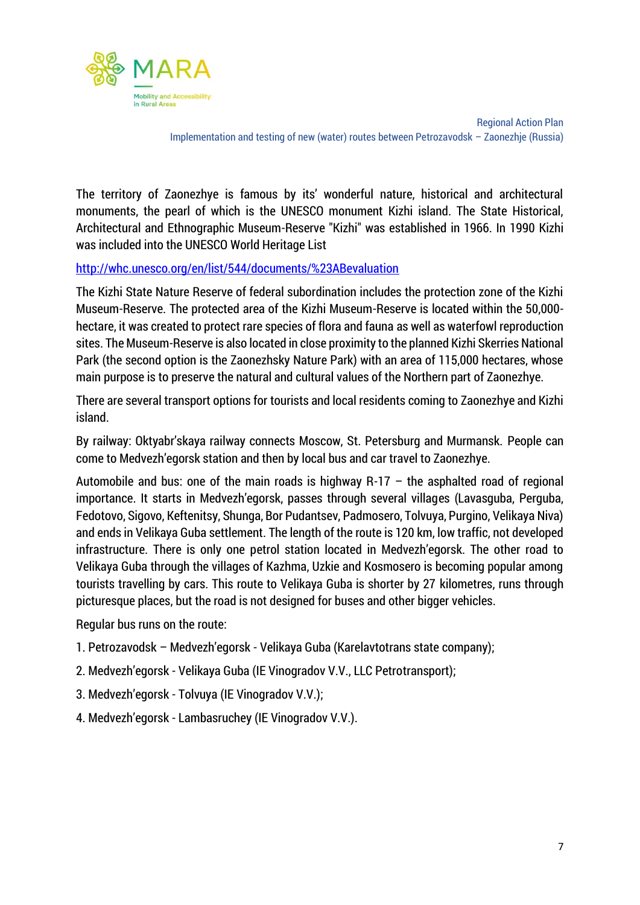The territory of Zaonezhye is famous by its' wonderful nature, historical and architectural monuments, the pearl of which is the UNESCO monument Kizhi island. The State Historical, Architectural and Ethnographic Museum-Reserve "Kizhi" was established in 1966. In 1990 Kizhi was included into the UNESCO World Heritage List

http://whc.unesco.org/en/list/544/documents/%23ABevaluation

The Kizhi State Nature Reserve of federal subordination includes the protection zone of the Kizhi Museum-Reserve. The protected area of the Kizhi Museum-Reserve is located within the 50,000-hectare, it was created to protect rare species of flora and fauna as well as waterfowl reproduction sites. The Museum-Reserve is also located in close proximity to the planned Kizhi Skerries National Park (the second option is the Zaonezhsky Nature Park) with an area of 115,000 hectares, whose main purpose is to preserve the natural and cultural values of the Northern part of Zaonezhye.

There are several transport options for tourists and local residents coming to Zaonezhye and Kizhi island.

By railway: Oktyabr'skaya railway connects Moscow, St. Petersburg and Murmansk. People can come to Medvezh'egorsk station and then by local bus and car travel to Zaonezhye.

Automobile and bus: one of the main roads is highway R-17 – the asphalted road of regional importance. It starts in Medvezh'egorsk, passes through several villages (Lavasguba, Perguba, Fedotovo, Sigovo, Keftenitsy, Shunga, Bor Pudantsev, Padmosero, Tolvuya, Purgino, Velikaya Niva) and ends in Velikaya Guba settlement. The length of the route is 120 km, low traffic, not developed infrastructure. There is only one petrol station located in Medvezh'egorsk. The other road to Velikaya Guba through the villages of Kazhma, Uzkie and Kosmosero is becoming popular among tourists travelling by cars. This route to Velikaya Guba is shorter by 27 kilometres, runs through picturesque places, but the road is not designed for buses and other bigger vehicles.

Regular bus runs on the route:

1. Petrozavodsk – Medvezh'egorsk - Velikaya Guba (Karelavtotrans state company);
2. Medvezh'egorsk - Velikaya Guba (IE Vinogradov V.V., LLC Petrotransport);
3. Medvezh'egorsk - Tolvuya (IE Vinogradov V.V.);
4. Medvezh'egorsk - Lambasruchey (IE Vinogradov V.V.).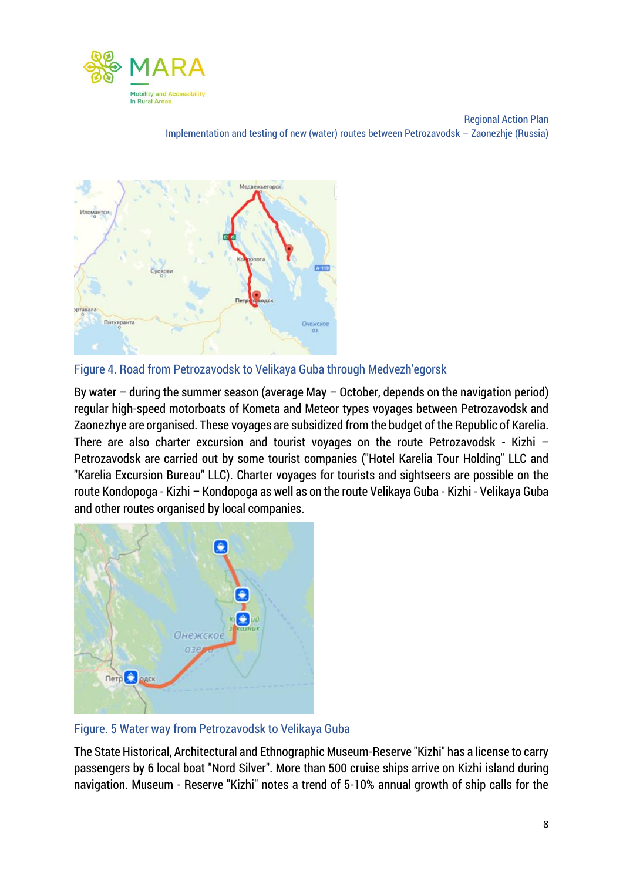Figure 4. Road from Petrozavodsk to Velikaya Guba through Medvezh'egorsk

By water – during the summer season (average May – October, depends on the navigation period) regular high-speed motorboats of Kometa and Meteor types voyages between Petrozavodsk and Zaonezhye are organised. These voyages are subsidized from the budget of the Republic of Karelia. There are also charter excursion and tourist voyages on the route Petrozavodsk - Kizhi – Petrozavodsk are carried out by some tourist companies ("Hotel Karelia Tour Holding" LLC and "Karelia Excursion Bureau" LLC). Charter voyages for tourists and sightseers are possible on the route Kondopoga - Kizhi – Kondopoga as well as on the route Velikaya Guba - Kizhi - Velikaya Guba and other routes organised by local companies.

Figure. 5 Water way from Petrozavodsk to Velikaya Guba

The State Historical, Architectural and Ethnographic Museum-Reserve "Kizhi" has a license to carry passengers by 6 local boat "Nord Silver". More than 500 cruise ships arrive on Kizhi island during navigation. Museum - Reserve "Kizhi" notes a trend of 5-10% annual growth of ship calls for the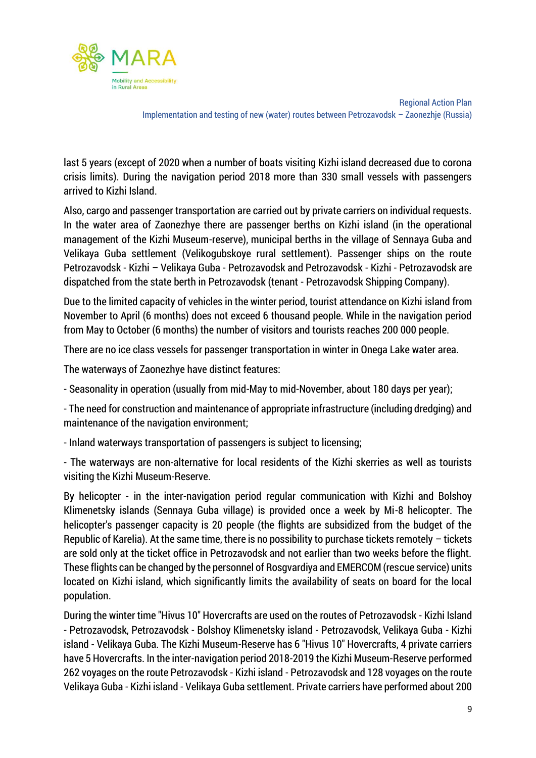last 5 years (except of 2020 when a number of boats visiting Kizhi island decreased due to corona crisis limits). During the navigation period 2018 more than 330 small vessels with passengers arrived to Kizhi Island.

Also, cargo and passenger transportation are carried out by private carriers on individual requests. In the water area of Zaonezhye there are passenger berths on Kizhi island (in the operational management of the Kizhi Museum-reserve), municipal berths in the village of Sennaya Guba and Velikaya Guba settlement (Velikogubskoye rural settlement). Passenger ships on the route Petrozavodsk - Kizhi – Velikaya Guba - Petrozavodsk and Petrozavodsk - Kizhi - Petrozavodsk are dispatched from the state berth in Petrozavodsk (tenant - Petrozavodsk Shipping Company).

Due to the limited capacity of vehicles in the winter period, tourist attendance on Kizhi island from November to April (6 months) does not exceed 6 thousand people. While in the navigation period from May to October (6 months) the number of visitors and tourists reaches 200 000 people.

There are no ice class vessels for passenger transportation in winter in Onega Lake water area.

The waterways of Zaonezhye have distinct features:

- Seasonality in operation (usually from mid-May to mid-November, about 180 days per year);

- The need for construction and maintenance of appropriate infrastructure (including dredging) and maintenance of the navigation environment;

- Inland waterways transportation of passengers is subject to licensing;

- The waterways are non-alternative for local residents of the Kizhi skerries as well as tourists visiting the Kizhi Museum-Reserve.

By helicopter - in the inter-navigation period regular communication with Kizhi and Bolshoy Klimenetsky islands (Sennaya Guba village) is provided once a week by Mi-8 helicopter. The helicopter's passenger capacity is 20 people (the flights are subsidized from the budget of the Republic of Karelia). At the same time, there is no possibility to purchase tickets remotely – tickets are sold only at the ticket office in Petrozavodsk and not earlier than two weeks before the flight. These flights can be changed by the personnel of Rosgvardiya and EMERCOM (rescue service) units located on Kizhi island, which significantly limits the availability of seats on board for the local population.

During the winter time "Hivus 10" Hovercrafts are used on the routes of Petrozavodsk - Kizhi Island - Petrozavodsk, Petrozavodsk - Bolshoy Klimenetsky island - Petrozavodsk, Velikaya Guba - Kizhi island - Velikaya Guba. The Kizhi Museum-Reserve has 6 "Hivus 10" Hovercrafts, 4 private carriers have 5 Hovercrafts. In the inter-navigation period 2018-2019 the Kizhi Museum-Reserve performed 262 voyages on the route Petrozavodsk - Kizhi island - Petrozavodsk and 128 voyages on the route Velikaya Guba - Kizhi island - Velikaya Guba settlement. Private carriers have performed about 200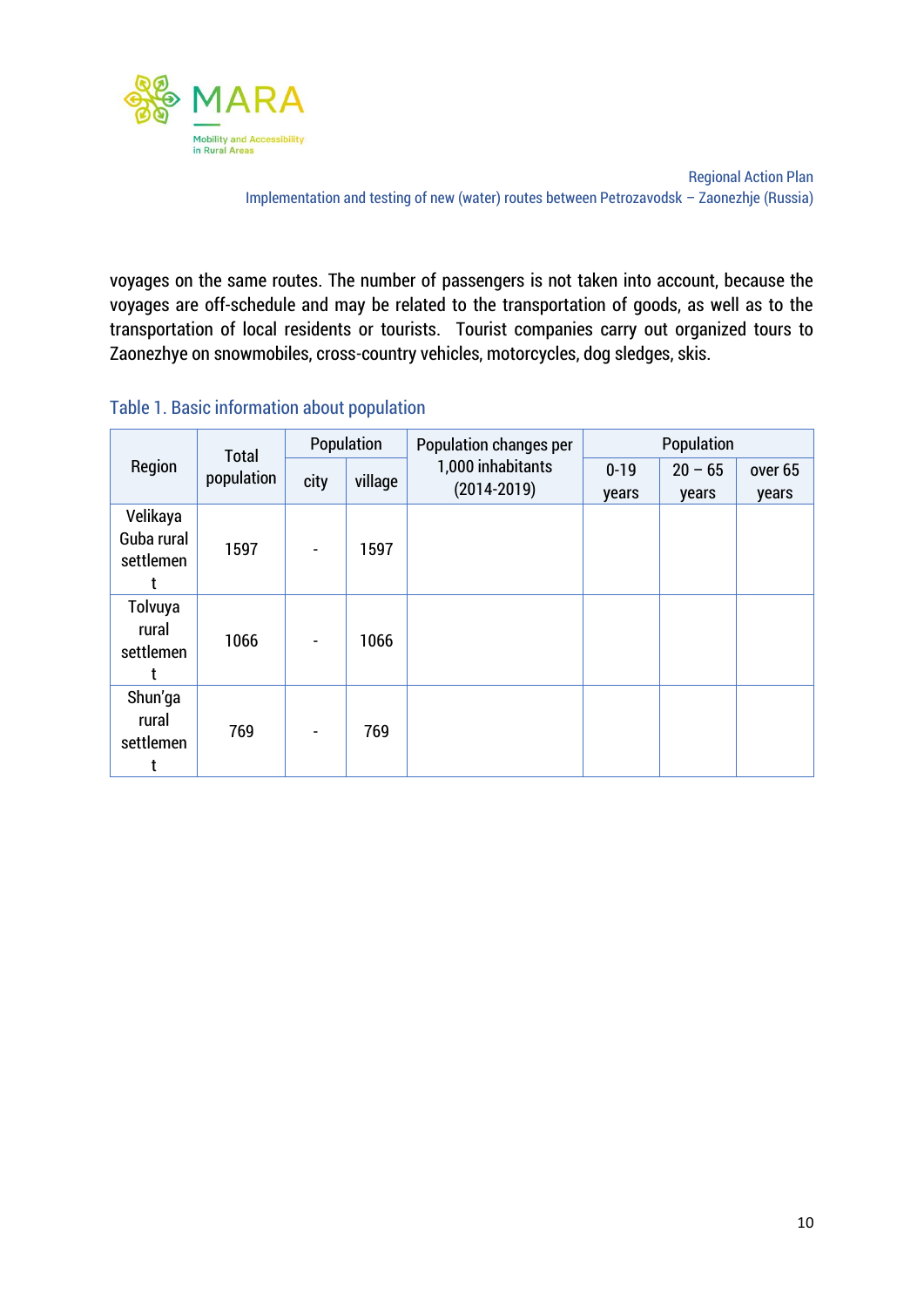voyages on the same routes. The number of passengers is not taken into account, because the voyages are off-schedule and may be related to the transportation of goods, as well as to the transportation of local residents or tourists.  Tourist companies carry out organized tours to Zaonezhye on snowmobiles, cross-country vehicles, motorcycles, dog sledges, skis.

Table 1. Basic information about population

| Region | Total population | Population | | Population changes per 1,000 inhabitants (2014-2019) | Population | | |
|---|---|---|---|---|---|---|---|
| | | city | village | | 0-19 years | 20 – 65 years | over 65 years |
| Velikaya Guba rural settlement | 1597 | - | 1597 | | | | |
| Tolvuya rural settlement | 1066 | - | 1066 | | | | |
| Shun'ga rural settlement | 769 | - | 769 | | | | |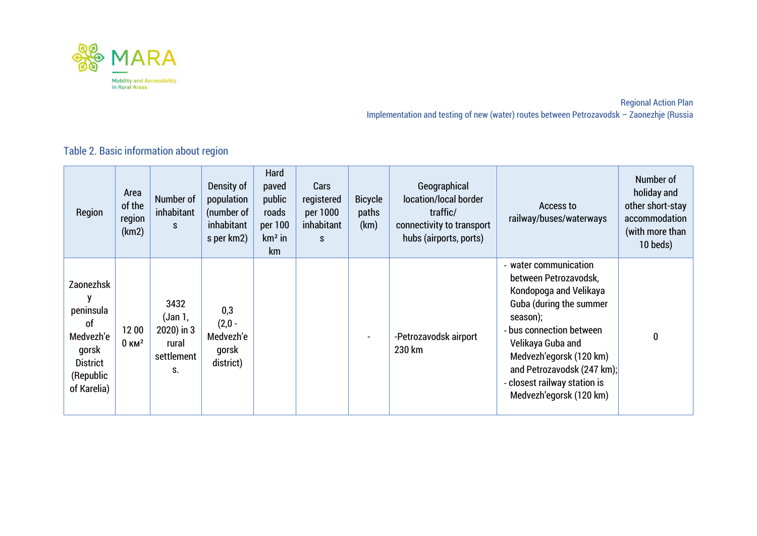Table 2. Basic information about region

| Region | Area of the region (km2) | Number of inhabitants | Density of population (number of inhabitants per km2) | Hard paved public roads per 100 km² in km | Cars registered per 1000 inhabitants | Bicycle paths (km) | Geographical location/local border traffic/ connectivity to transport hubs (airports, ports) | Access to railway/buses/waterways | Number of holiday and other short-stay accommodation (with more than 10 beds) |
|---|---|---|---|---|---|---|---|---|---|
| Zaonezhsky peninsula of Medvezh'egorsk District (Republic of Karelia) | 12 000 км² | 3432 (Jan 1, 2020) in 3 rural settlements. | 0,3 (2,0 - Medvezh'egorsk district) | | | - | -Petrozavodsk airport 230 km | - water communication between Petrozavodsk, Kondopoga and Velikaya Guba (during the summer season);<br>- bus connection between Velikaya Guba and Medvezh'egorsk (120 km) and Petrozavodsk (247 km);<br>- closest railway station is Medvezh'egorsk (120 km) | 0 |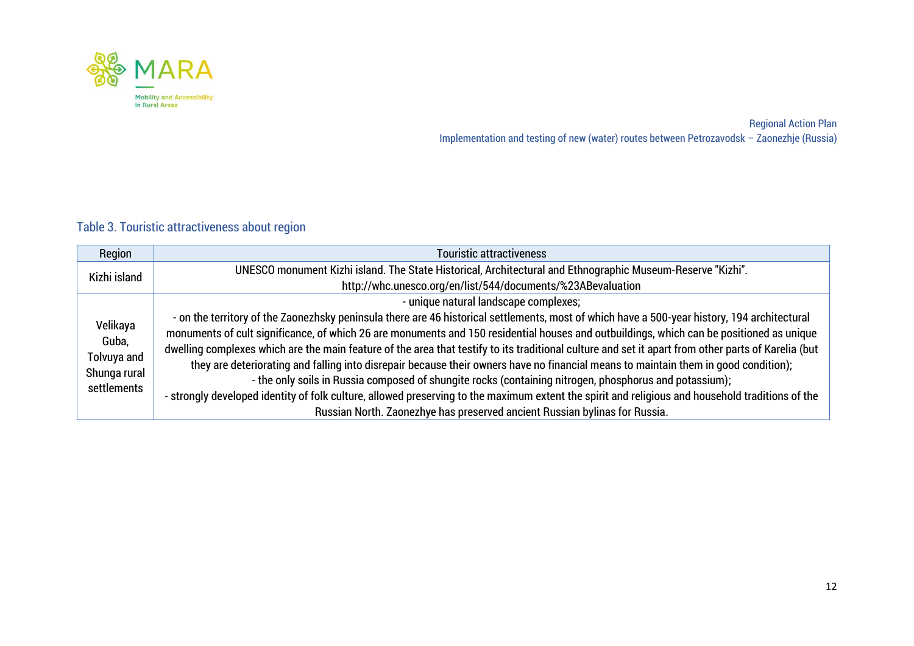Table 3. Touristic attractiveness about region

| Region | Touristic attractiveness |
|---|---|
| Kizhi island | UNESCO monument Kizhi island. The State Historical, Architectural and Ethnographic Museum-Reserve "Kizhi". http://whc.unesco.org/en/list/544/documents/%23ABevaluation |
| Velikaya Guba, Tolvuya and Shunga rural settlements | - unique natural landscape complexes; - on the territory of the Zaonezhsky peninsula there are 46 historical settlements, most of which have a 500-year history, 194 architectural monuments of cult significance, of which 26 are monuments and 150 residential houses and outbuildings, which can be positioned as unique dwelling complexes which are the main feature of the area that testify to its traditional culture and set it apart from other parts of Karelia (but they are deteriorating and falling into disrepair because their owners have no financial means to maintain them in good condition); - the only soils in Russia composed of shungite rocks (containing nitrogen, phosphorus and potassium); - strongly developed identity of folk culture, allowed preserving to the maximum extent the spirit and religious and household traditions of the Russian North. Zaonezhye has preserved ancient Russian bylinas for Russia. |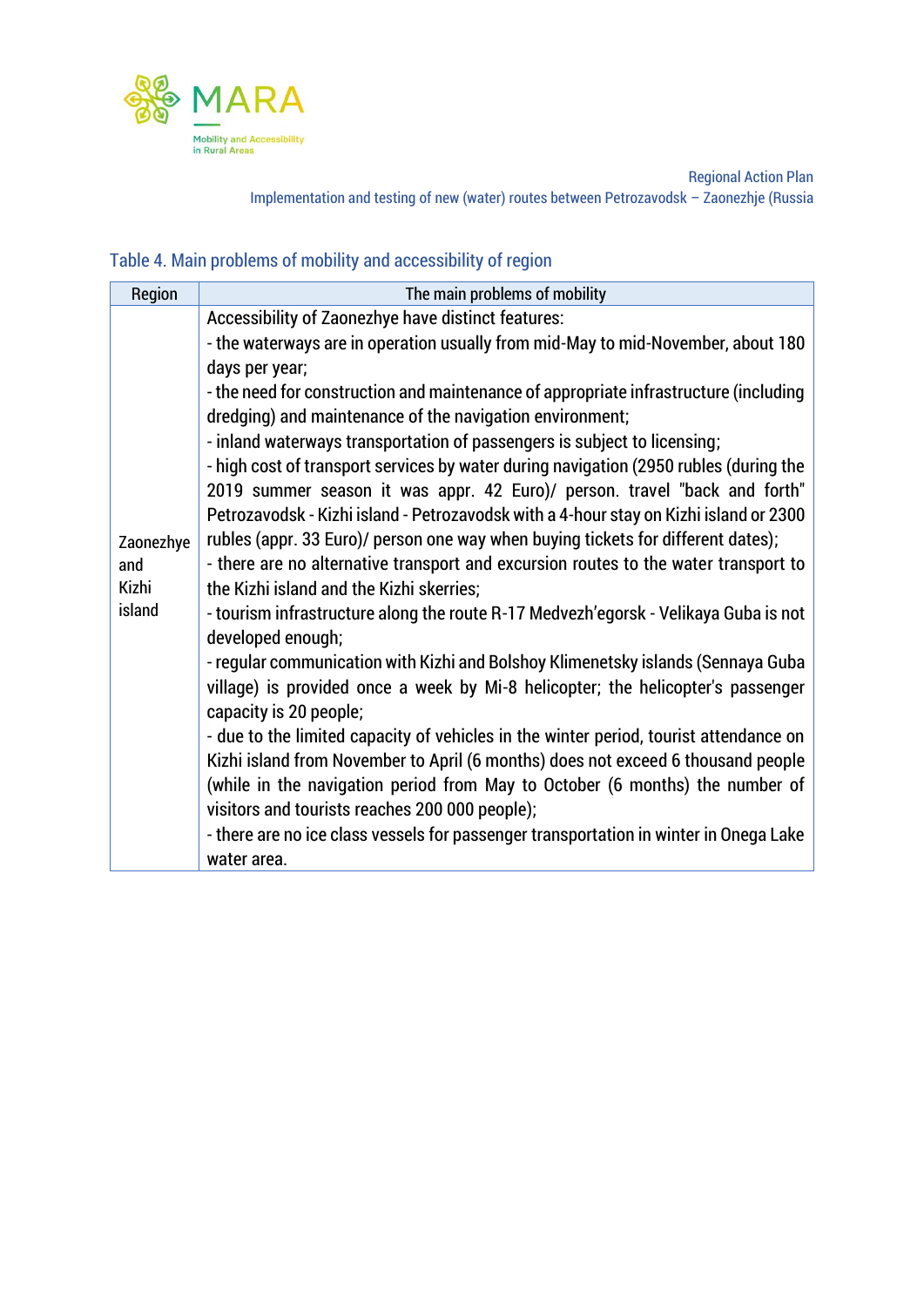Table 4. Main problems of mobility and accessibility of region

| Region | The main problems of mobility |
|---|---|
| Zaonezhye and Kizhi island | Accessibility of Zaonezhye have distinct features:<br>- the waterways are in operation usually from mid-May to mid-November, about 180 days per year;<br>- the need for construction and maintenance of appropriate infrastructure (including dredging) and maintenance of the navigation environment;<br>- inland waterways transportation of passengers is subject to licensing;<br>- high cost of transport services by water during navigation (2950 rubles (during the 2019 summer season it was appr. 42 Euro)/ person. travel "back and forth" Petrozavodsk - Kizhi island - Petrozavodsk with a 4-hour stay on Kizhi island or 2300 rubles (appr. 33 Euro)/ person one way when buying tickets for different dates);<br>- there are no alternative transport and excursion routes to the water transport to the Kizhi island and the Kizhi skerries;<br>- tourism infrastructure along the route R-17 Medvezh'egorsk - Velikaya Guba is not developed enough;<br>- regular communication with Kizhi and Bolshoy Klimenetsky islands (Sennaya Guba village) is provided once a week by Mi-8 helicopter; the helicopter's passenger capacity is 20 people;<br>- due to the limited capacity of vehicles in the winter period, tourist attendance on Kizhi island from November to April (6 months) does not exceed 6 thousand people (while in the navigation period from May to October (6 months) the number of visitors and tourists reaches 200 000 people);<br>- there are no ice class vessels for passenger transportation in winter in Onega Lake water area. |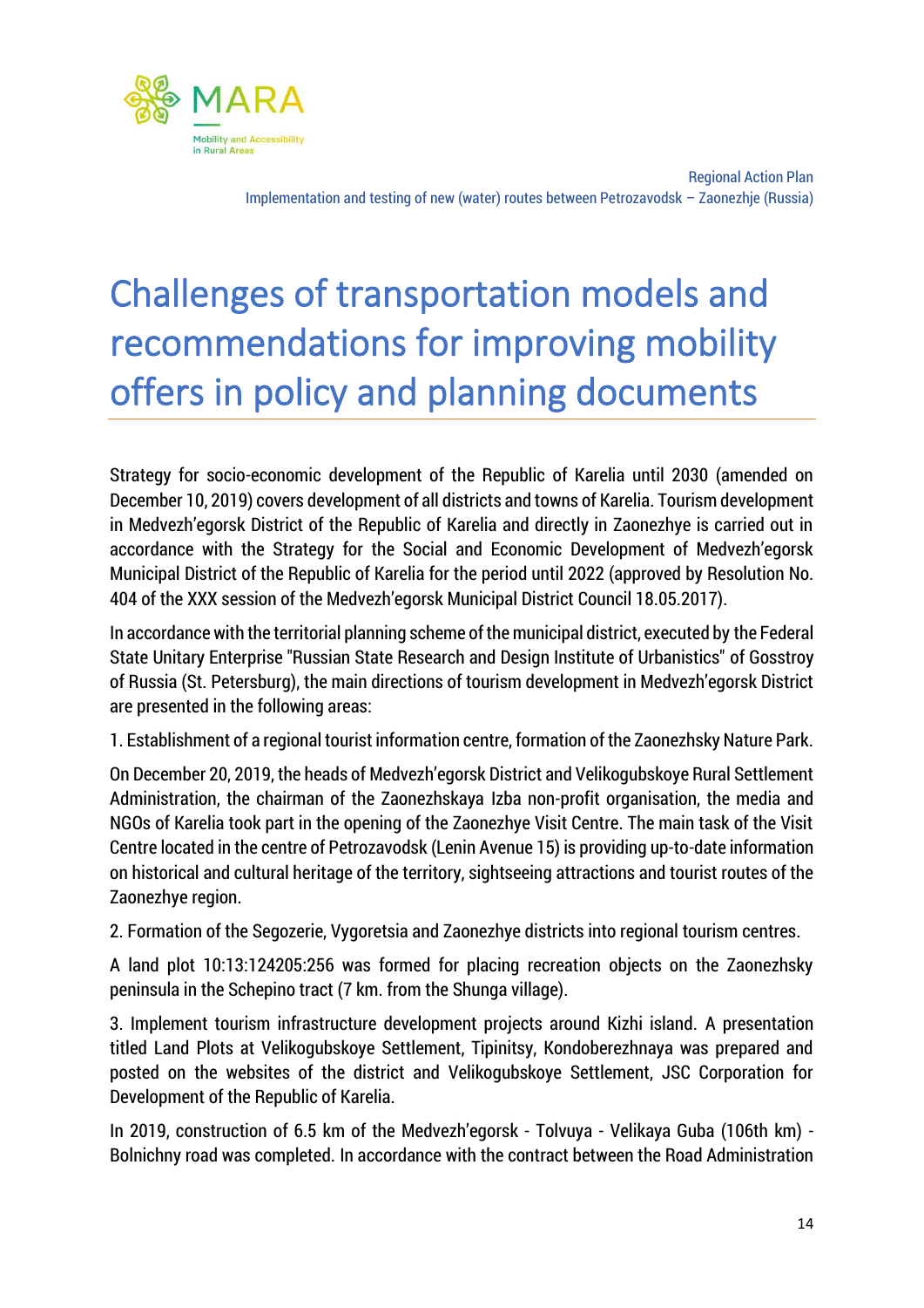# Challenges of transportation models and recommendations for improving mobility offers in policy and planning documents

Strategy for socio-economic development of the Republic of Karelia until 2030 (amended on December 10, 2019) covers development of all districts and towns of Karelia. Tourism development in Medvezh'egorsk District of the Republic of Karelia and directly in Zaonezhye is carried out in accordance with the Strategy for the Social and Economic Development of Medvezh'egorsk Municipal District of the Republic of Karelia for the period until 2022 (approved by Resolution No. 404 of the XXX session of the Medvezh'egorsk Municipal District Council 18.05.2017).

In accordance with the territorial planning scheme of the municipal district, executed by the Federal State Unitary Enterprise "Russian State Research and Design Institute of Urbanistics" of Gosstroy of Russia (St. Petersburg), the main directions of tourism development in Medvezh'egorsk District are presented in the following areas:

1. Establishment of a regional tourist information centre, formation of the Zaonezhsky Nature Park.

On December 20, 2019, the heads of Medvezh'egorsk District and Velikogubskoye Rural Settlement Administration, the chairman of the Zaonezhskaya Izba non-profit organisation, the media and NGOs of Karelia took part in the opening of the Zaonezhye Visit Centre. The main task of the Visit Centre located in the centre of Petrozavodsk (Lenin Avenue 15) is providing up-to-date information on historical and cultural heritage of the territory, sightseeing attractions and tourist routes of the Zaonezhye region.

2. Formation of the Segozerie, Vygoretsia and Zaonezhye districts into regional tourism centres.

A land plot 10:13:124205:256 was formed for placing recreation objects on the Zaonezhsky peninsula in the Schepino tract (7 km. from the Shunga village).

3. Implement tourism infrastructure development projects around Kizhi island. A presentation titled Land Plots at Velikogubskoye Settlement, Tipinitsy, Kondoberezhnaya was prepared and posted on the websites of the district and Velikogubskoye Settlement, JSC Corporation for Development of the Republic of Karelia.

In 2019, construction of 6.5 km of the Medvezh'egorsk - Tolvuya - Velikaya Guba (106th km) - Bolnichny road was completed. In accordance with the contract between the Road Administration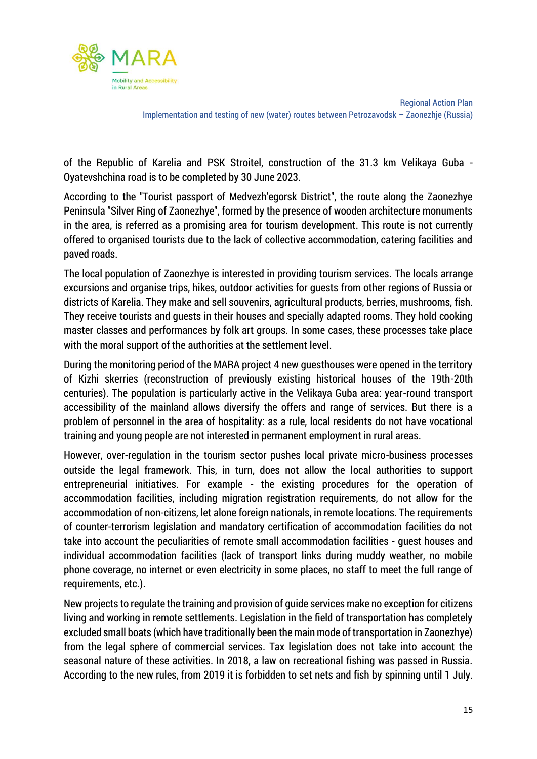of the Republic of Karelia and PSK Stroitel, construction of the 31.3 km Velikaya Guba - Oyatevshchina road is to be completed by 30 June 2023.

According to the "Tourist passport of Medvezh'egorsk District", the route along the Zaonezhye Peninsula "Silver Ring of Zaonezhye", formed by the presence of wooden architecture monuments in the area, is referred as a promising area for tourism development. This route is not currently offered to organised tourists due to the lack of collective accommodation, catering facilities and paved roads.

The local population of Zaonezhye is interested in providing tourism services. The locals arrange excursions and organise trips, hikes, outdoor activities for guests from other regions of Russia or districts of Karelia. They make and sell souvenirs, agricultural products, berries, mushrooms, fish. They receive tourists and guests in their houses and specially adapted rooms. They hold cooking master classes and performances by folk art groups. In some cases, these processes take place with the moral support of the authorities at the settlement level.

During the monitoring period of the MARA project 4 new guesthouses were opened in the territory of Kizhi skerries (reconstruction of previously existing historical houses of the 19th-20th centuries). The population is particularly active in the Velikaya Guba area: year-round transport accessibility of the mainland allows diversify the offers and range of services. But there is a problem of personnel in the area of hospitality: as a rule, local residents do not have vocational training and young people are not interested in permanent employment in rural areas.

However, over-regulation in the tourism sector pushes local private micro-business processes outside the legal framework. This, in turn, does not allow the local authorities to support entrepreneurial initiatives. For example - the existing procedures for the operation of accommodation facilities, including migration registration requirements, do not allow for the accommodation of non-citizens, let alone foreign nationals, in remote locations. The requirements of counter-terrorism legislation and mandatory certification of accommodation facilities do not take into account the peculiarities of remote small accommodation facilities - guest houses and individual accommodation facilities (lack of transport links during muddy weather, no mobile phone coverage, no internet or even electricity in some places, no staff to meet the full range of requirements, etc.).

New projects to regulate the training and provision of guide services make no exception for citizens living and working in remote settlements. Legislation in the field of transportation has completely excluded small boats (which have traditionally been the main mode of transportation in Zaonezhye) from the legal sphere of commercial services. Tax legislation does not take into account the seasonal nature of these activities. In 2018, a law on recreational fishing was passed in Russia. According to the new rules, from 2019 it is forbidden to set nets and fish by spinning until 1 July.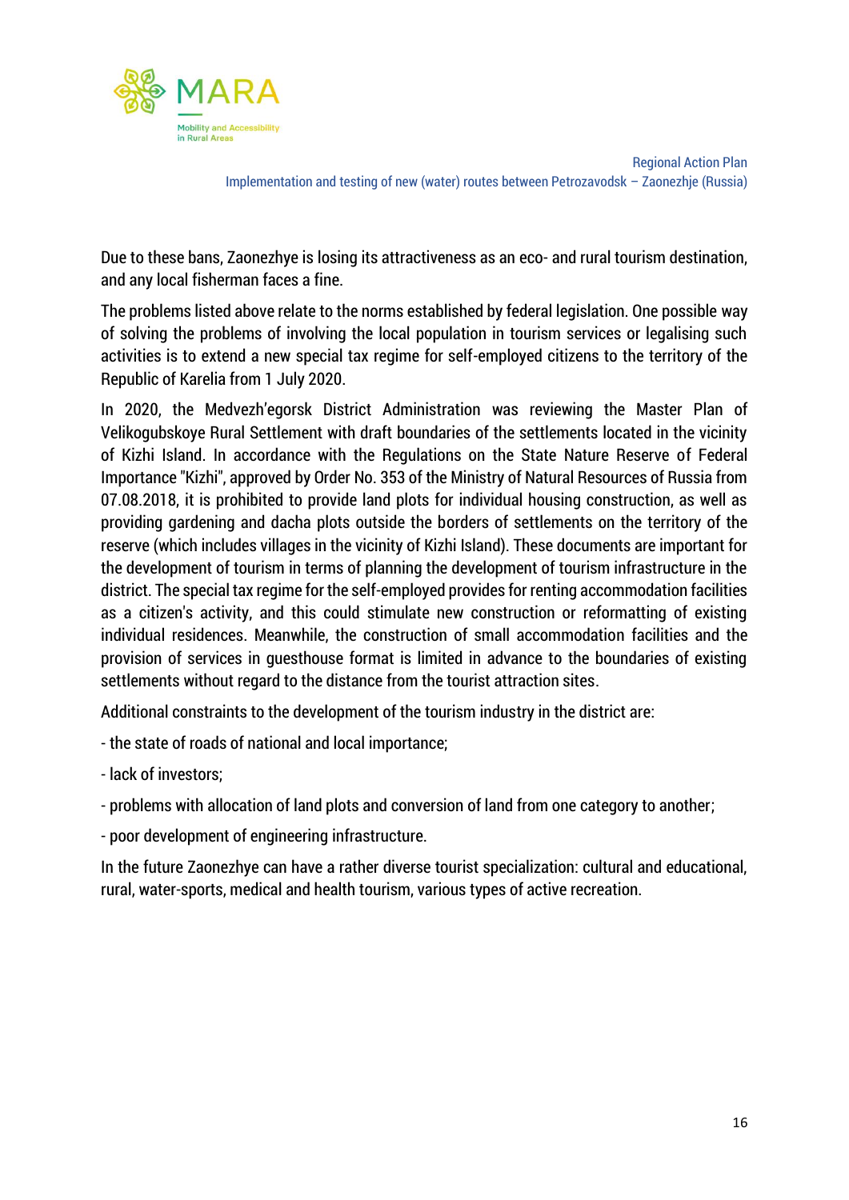Due to these bans, Zaonezhye is losing its attractiveness as an eco- and rural tourism destination, and any local fisherman faces a fine.

The problems listed above relate to the norms established by federal legislation. One possible way of solving the problems of involving the local population in tourism services or legalising such activities is to extend a new special tax regime for self-employed citizens to the territory of the Republic of Karelia from 1 July 2020.

In 2020, the Medvezh'egorsk District Administration was reviewing the Master Plan of Velikogubskoye Rural Settlement with draft boundaries of the settlements located in the vicinity of Kizhi Island. In accordance with the Regulations on the State Nature Reserve of Federal Importance "Kizhi", approved by Order No. 353 of the Ministry of Natural Resources of Russia from 07.08.2018, it is prohibited to provide land plots for individual housing construction, as well as providing gardening and dacha plots outside the borders of settlements on the territory of the reserve (which includes villages in the vicinity of Kizhi Island). These documents are important for the development of tourism in terms of planning the development of tourism infrastructure in the district. The special tax regime for the self-employed provides for renting accommodation facilities as a citizen's activity, and this could stimulate new construction or reformatting of existing individual residences. Meanwhile, the construction of small accommodation facilities and the provision of services in guesthouse format is limited in advance to the boundaries of existing settlements without regard to the distance from the tourist attraction sites.

Additional constraints to the development of the tourism industry in the district are:

- the state of roads of national and local importance;
- lack of investors;
- problems with allocation of land plots and conversion of land from one category to another;
- poor development of engineering infrastructure.

In the future Zaonezhye can have a rather diverse tourist specialization: cultural and educational, rural, water-sports, medical and health tourism, various types of active recreation.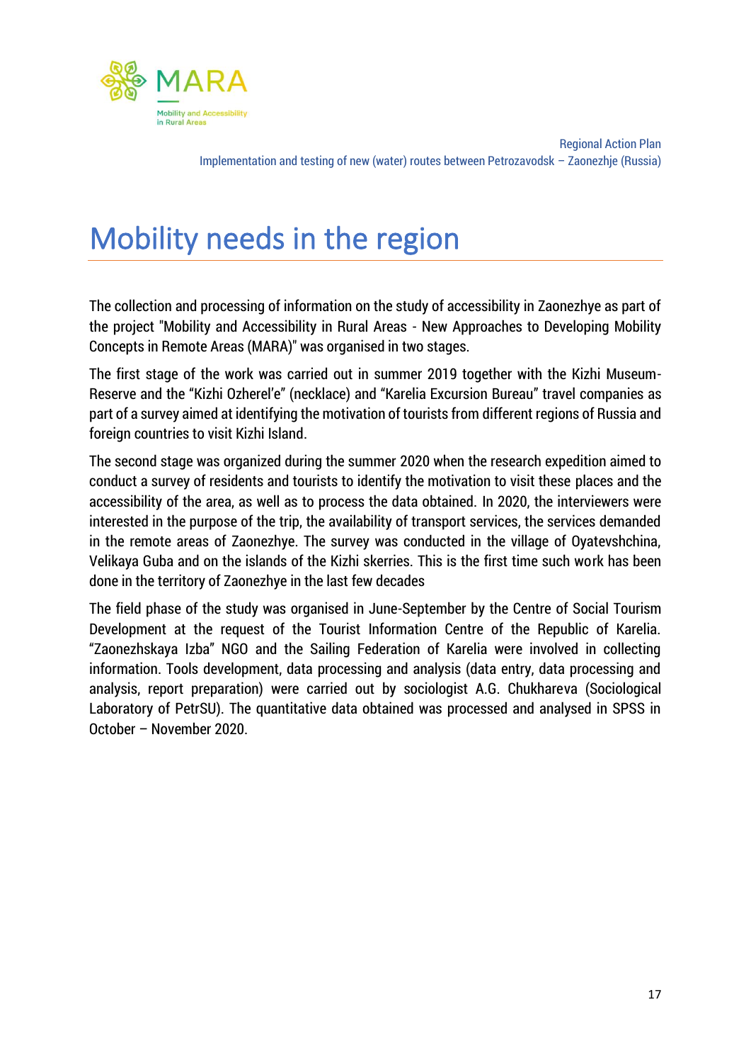# Mobility needs in the region

The collection and processing of information on the study of accessibility in Zaonezhye as part of the project "Mobility and Accessibility in Rural Areas - New Approaches to Developing Mobility Concepts in Remote Areas (MARA)" was organised in two stages.

The first stage of the work was carried out in summer 2019 together with the Kizhi Museum-Reserve and the "Kizhi Ozherel'e" (necklace) and "Karelia Excursion Bureau" travel companies as part of a survey aimed at identifying the motivation of tourists from different regions of Russia and foreign countries to visit Kizhi Island.

The second stage was organized during the summer 2020 when the research expedition aimed to conduct a survey of residents and tourists to identify the motivation to visit these places and the accessibility of the area, as well as to process the data obtained. In 2020, the interviewers were interested in the purpose of the trip, the availability of transport services, the services demanded in the remote areas of Zaonezhye. The survey was conducted in the village of Oyatevshchina, Velikaya Guba and on the islands of the Kizhi skerries. This is the first time such work has been done in the territory of Zaonezhye in the last few decades

The field phase of the study was organised in June-September by the Centre of Social Tourism Development at the request of the Tourist Information Centre of the Republic of Karelia. "Zaonezhskaya Izba" NGO and the Sailing Federation of Karelia were involved in collecting information. Tools development, data processing and analysis (data entry, data processing and analysis, report preparation) were carried out by sociologist A.G. Chukhareva (Sociological Laboratory of PetrSU). The quantitative data obtained was processed and analysed in SPSS in October – November 2020.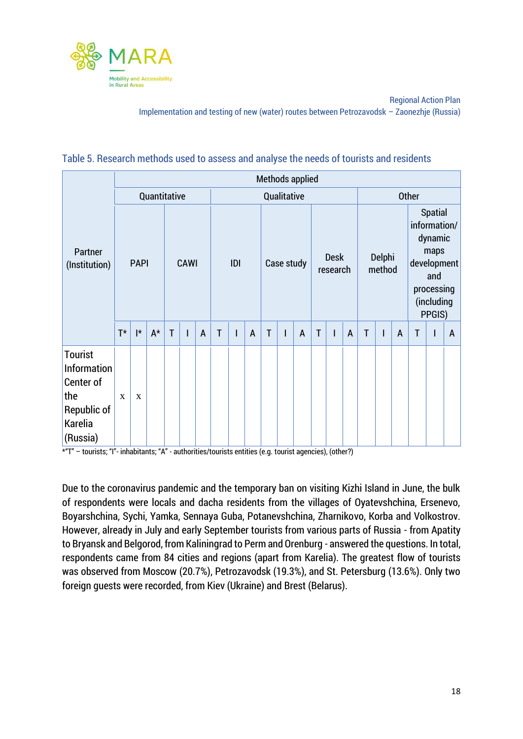Table 5. Research methods used to assess and analyse the needs of tourists and residents

| Partner (Institution) | Methods applied | | | | | | | | | | | | | | | | | | | | |
|---|---|---|---|---|---|---|---|---|---|---|---|---|---|---|---|---|---|---|---|---|---|
| | Quantitative | | | | | | Qualitative | | | | | | | | | Other | | | | | |
| | PAPI | | | CAWI | | | IDI | | | Case study | | | Desk research | | | Delphi method | | | Spatial information/ dynamic maps development and processing (including PPGIS) | | |
| | T* | I* | A* | T | I | A | T | I | A | T | I | A | T | I | A | T | I | A | T | I | A |
| Tourist Information Center of the Republic of Karelia (Russia) | x | x | | | | | | | | | | | | | | | | | | | |

*"T" – tourists; "I"- inhabitants; "A" - authorities/tourists entities (e.g. tourist agencies), (other?)

Due to the coronavirus pandemic and the temporary ban on visiting Kizhi Island in June, the bulk of respondents were locals and dacha residents from the villages of Oyatevshchina, Ersenevo, Boyarshchina, Sychi, Yamka, Sennaya Guba, Potanevshchina, Zharnikovo, Korba and Volkostrov. However, already in July and early September tourists from various parts of Russia - from Apatity to Bryansk and Belgorod, from Kaliningrad to Perm and Orenburg - answered the questions. In total, respondents came from 84 cities and regions (apart from Karelia). The greatest flow of tourists was observed from Moscow (20.7%), Petrozavodsk (19.3%), and St. Petersburg (13.6%). Only two foreign guests were recorded, from Kiev (Ukraine) and Brest (Belarus).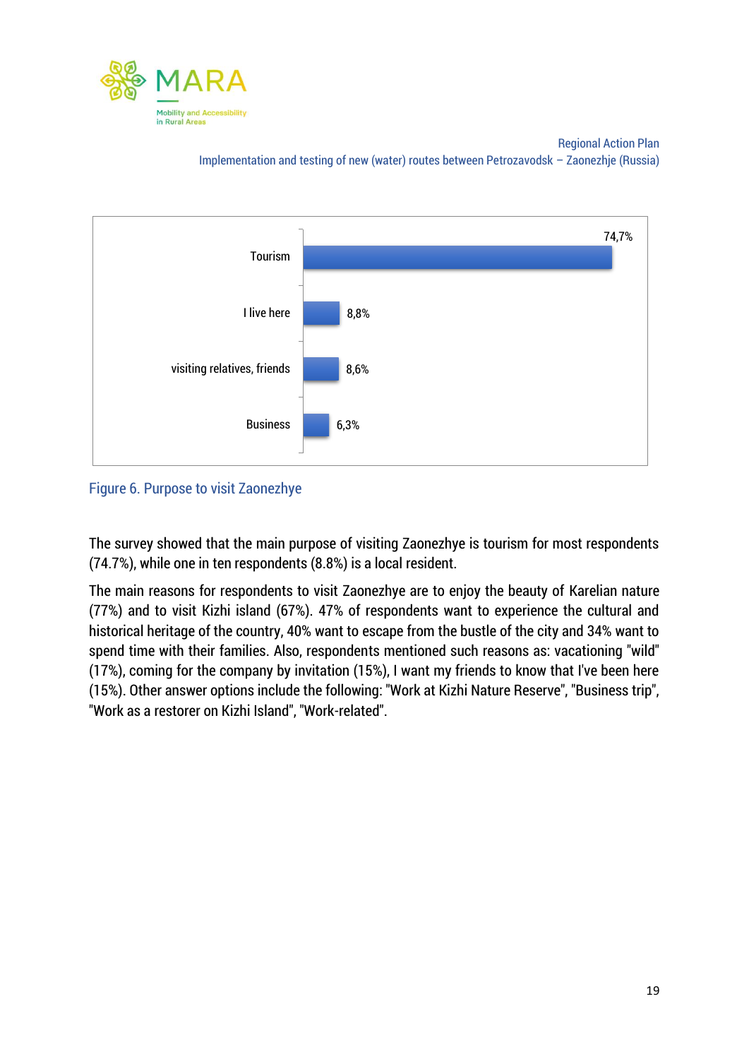| Purpose | Share |
|---|---|
| Tourism | 74,7% |
| I live here | 8,8% |
| visiting relatives, friends | 8,6% |
| Business | 6,3% |

Figure 6. Purpose to visit Zaonezhye

The survey showed that the main purpose of visiting Zaonezhye is tourism for most respondents (74.7%), while one in ten respondents (8.8%) is a local resident.

The main reasons for respondents to visit Zaonezhye are to enjoy the beauty of Karelian nature (77%) and to visit Kizhi island (67%). 47% of respondents want to experience the cultural and historical heritage of the country, 40% want to escape from the bustle of the city and 34% want to spend time with their families. Also, respondents mentioned such reasons as: vacationing "wild" (17%), coming for the company by invitation (15%), I want my friends to know that I've been here (15%). Other answer options include the following: "Work at Kizhi Nature Reserve", "Business trip", "Work as a restorer on Kizhi Island", "Work-related".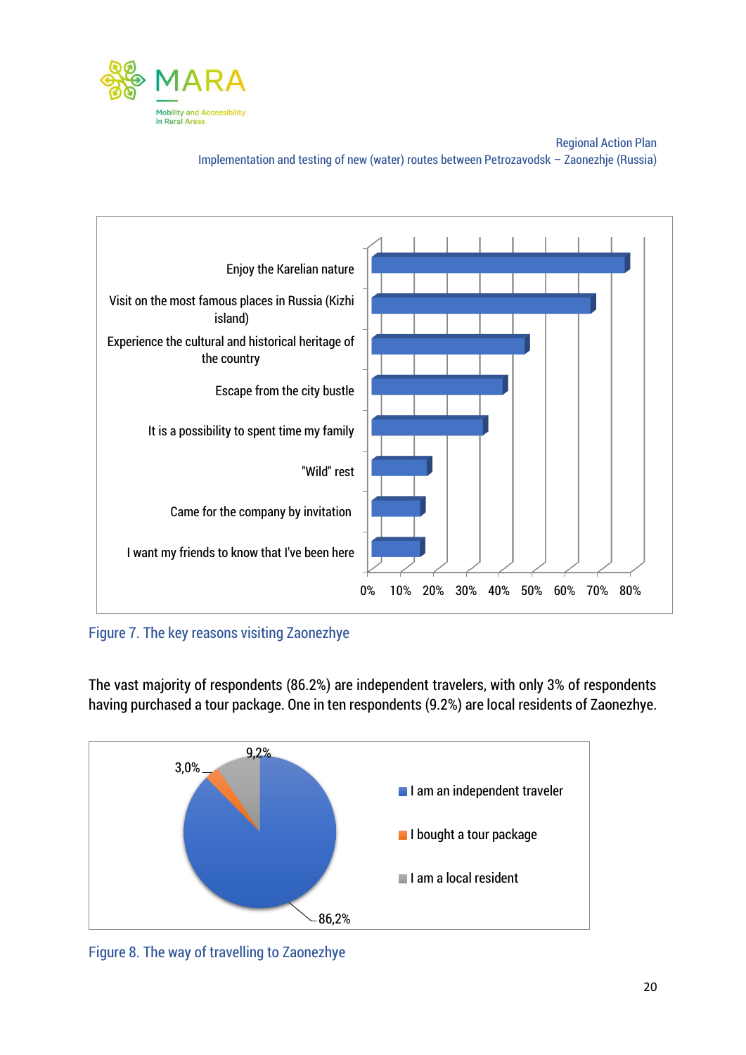Figure 7. The key reasons visiting Zaonezhye

The vast majority of respondents (86.2%) are independent travelers, with only 3% of respondents having purchased a tour package. One in ten respondents (9.2%) are local residents of Zaonezhye.

Figure 8. The way of travelling to Zaonezhye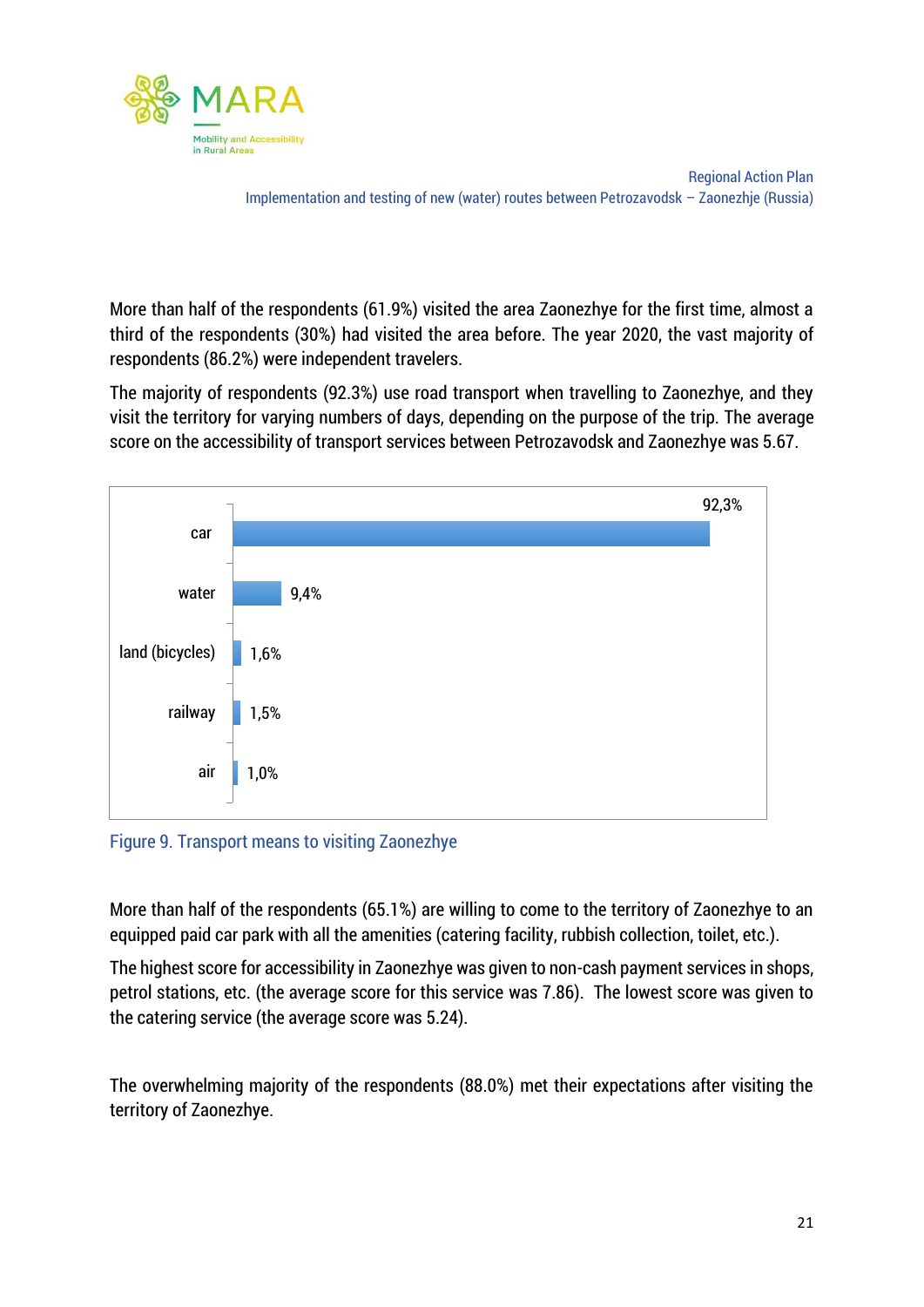More than half of the respondents (61.9%) visited the area Zaonezhye for the first time, almost a third of the respondents (30%) had visited the area before. The year 2020, the vast majority of respondents (86.2%) were independent travelers.

The majority of respondents (92.3%) use road transport when travelling to Zaonezhye, and they visit the territory for varying numbers of days, depending on the purpose of the trip. The average score on the accessibility of transport services between Petrozavodsk and Zaonezhye was 5.67.

| Transport mean | Share |
|---|---|
| car | 92,3% |
| water | 9,4% |
| land (bicycles) | 1,6% |
| railway | 1,5% |
| air | 1,0% |

Figure 9. Transport means to visiting Zaonezhye

More than half of the respondents (65.1%) are willing to come to the territory of Zaonezhye to an equipped paid car park with all the amenities (catering facility, rubbish collection, toilet, etc.).

The highest score for accessibility in Zaonezhye was given to non-cash payment services in shops, petrol stations, etc. (the average score for this service was 7.86). The lowest score was given to the catering service (the average score was 5.24).

The overwhelming majority of the respondents (88.0%) met their expectations after visiting the territory of Zaonezhye.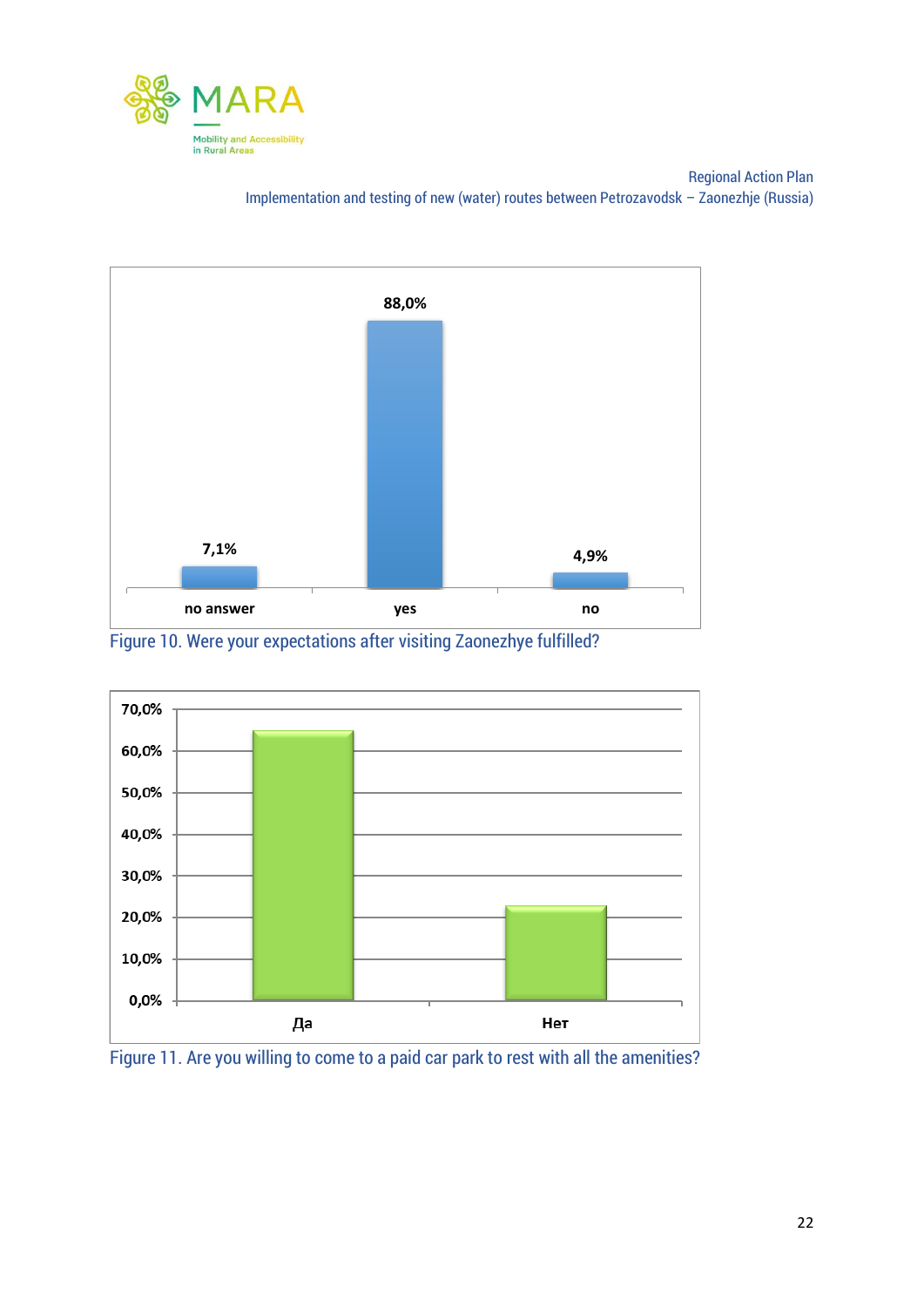| no answer | yes | no |
|---|---|---|
| 7,1% | 88,0% | 4,9% |

Figure 10. Were your expectations after visiting Zaonezhye fulfilled?

| Да | Нет |
|---|---|
| ~65% | ~23% |

Figure 11. Are you willing to come to a paid car park to rest with all the amenities?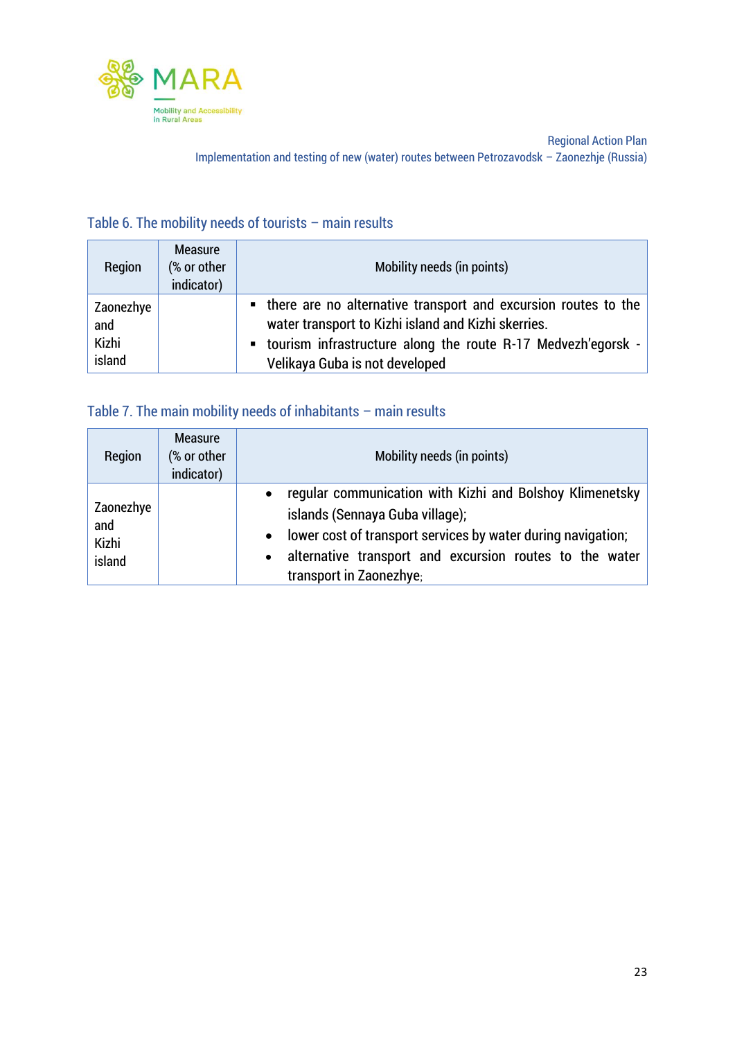Table 6. The mobility needs of tourists – main results

| Region | Measure (% or other indicator) | Mobility needs (in points) |
|---|---|---|
| Zaonezhye and Kizhi island | | ▪ there are no alternative transport and excursion routes to the water transport to Kizhi island and Kizhi skerries.<br>▪ tourism infrastructure along the route R-17 Medvezh'egorsk - Velikaya Guba is not developed |

Table 7. The main mobility needs of inhabitants – main results

| Region | Measure (% or other indicator) | Mobility needs (in points) |
|---|---|---|
| Zaonezhye and Kizhi island | | • regular communication with Kizhi and Bolshoy Klimenetsky islands (Sennaya Guba village);<br>• lower cost of transport services by water during navigation;<br>• alternative transport and excursion routes to the water transport in Zaonezhye; |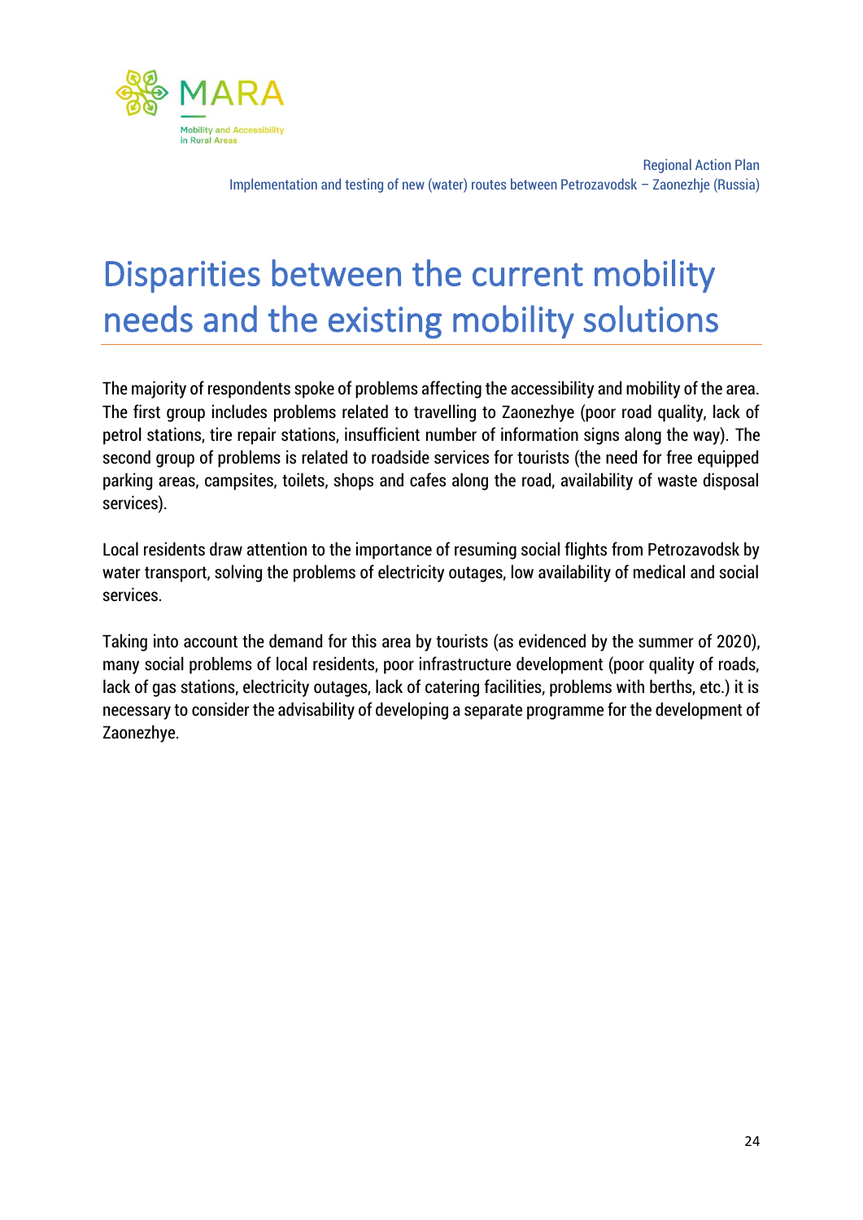# Disparities between the current mobility needs and the existing mobility solutions

The majority of respondents spoke of problems affecting the accessibility and mobility of the area. The first group includes problems related to travelling to Zaonezhye (poor road quality, lack of petrol stations, tire repair stations, insufficient number of information signs along the way). The second group of problems is related to roadside services for tourists (the need for free equipped parking areas, campsites, toilets, shops and cafes along the road, availability of waste disposal services).

Local residents draw attention to the importance of resuming social flights from Petrozavodsk by water transport, solving the problems of electricity outages, low availability of medical and social services.

Taking into account the demand for this area by tourists (as evidenced by the summer of 2020), many social problems of local residents, poor infrastructure development (poor quality of roads, lack of gas stations, electricity outages, lack of catering facilities, problems with berths, etc.) it is necessary to consider the advisability of developing a separate programme for the development of Zaonezhye.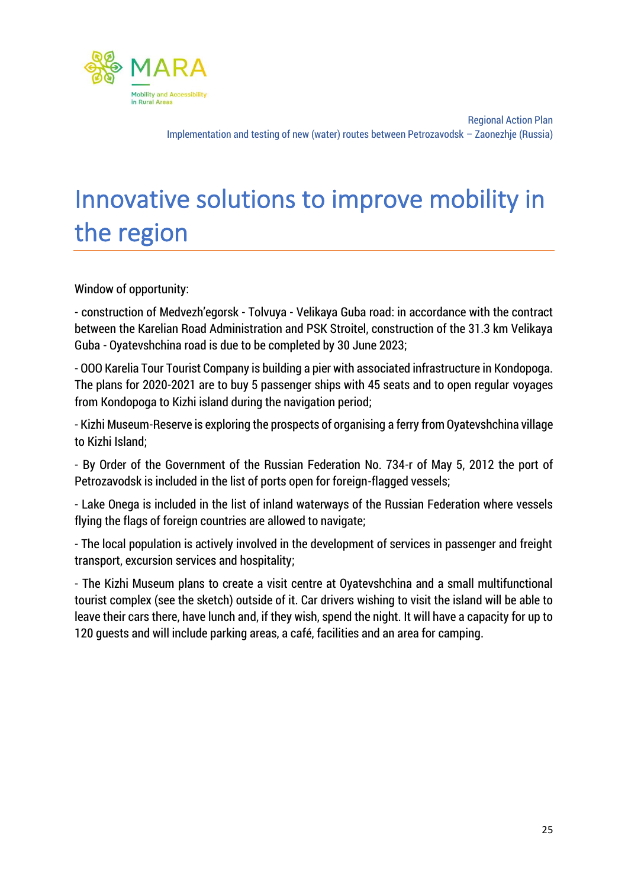# Innovative solutions to improve mobility in the region

Window of opportunity:

- construction of Medvezh'egorsk - Tolvuya - Velikaya Guba road: in accordance with the contract between the Karelian Road Administration and PSK Stroitel, construction of the 31.3 km Velikaya Guba - Oyatevshchina road is due to be completed by 30 June 2023;

- OOO Karelia Tour Tourist Company is building a pier with associated infrastructure in Kondopoga. The plans for 2020-2021 are to buy 5 passenger ships with 45 seats and to open regular voyages from Kondopoga to Kizhi island during the navigation period;

- Kizhi Museum-Reserve is exploring the prospects of organising a ferry from Oyatevshchina village to Kizhi Island;

- By Order of the Government of the Russian Federation No. 734-r of May 5, 2012 the port of Petrozavodsk is included in the list of ports open for foreign-flagged vessels;

- Lake Onega is included in the list of inland waterways of the Russian Federation where vessels flying the flags of foreign countries are allowed to navigate;

- The local population is actively involved in the development of services in passenger and freight transport, excursion services and hospitality;

- The Kizhi Museum plans to create a visit centre at Oyatevshchina and a small multifunctional tourist complex (see the sketch) outside of it. Car drivers wishing to visit the island will be able to leave their cars there, have lunch and, if they wish, spend the night. It will have a capacity for up to 120 guests and will include parking areas, a café, facilities and an area for camping.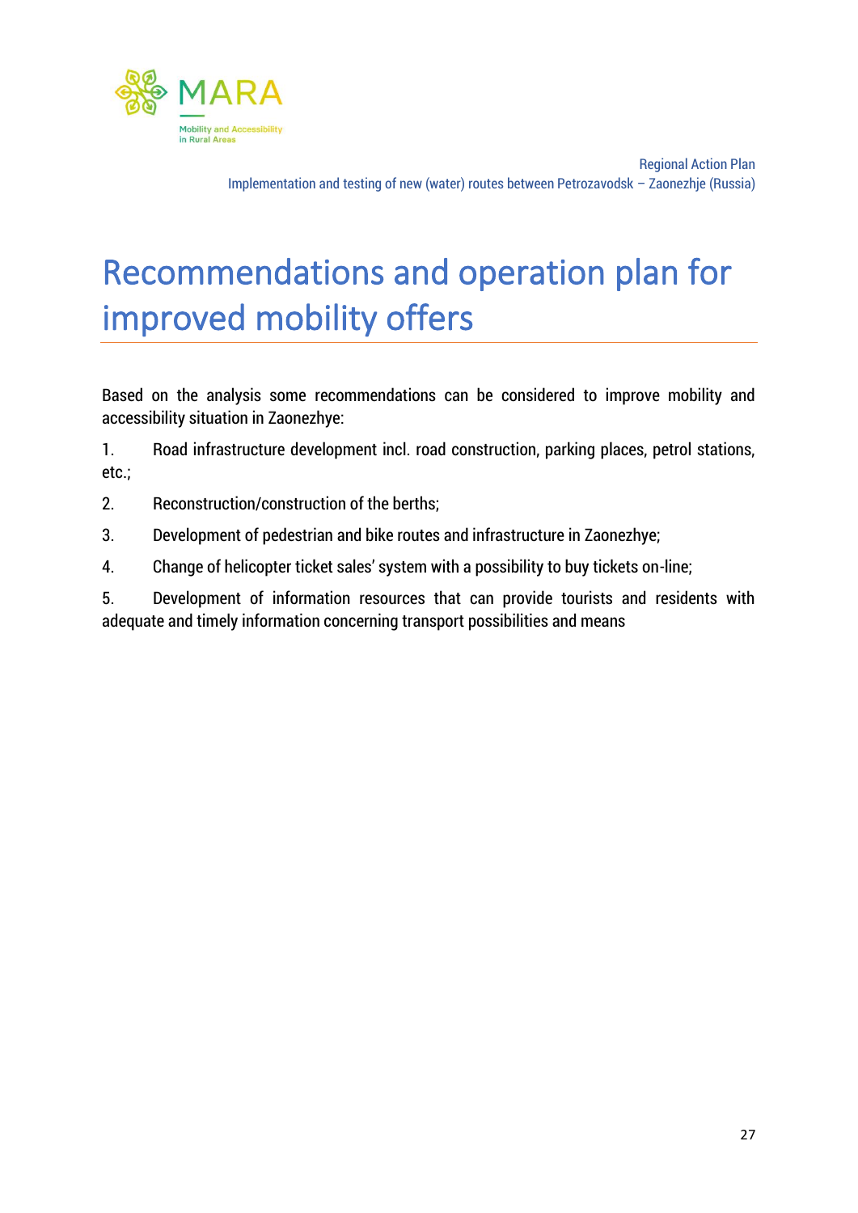# Recommendations and operation plan for improved mobility offers

Based on the analysis some recommendations can be considered to improve mobility and accessibility situation in Zaonezhye:

1. Road infrastructure development incl. road construction, parking places, petrol stations, etc.;
2. Reconstruction/construction of the berths;
3. Development of pedestrian and bike routes and infrastructure in Zaonezhye;
4. Change of helicopter ticket sales' system with a possibility to buy tickets on-line;
5. Development of information resources that can provide tourists and residents with adequate and timely information concerning transport possibilities and means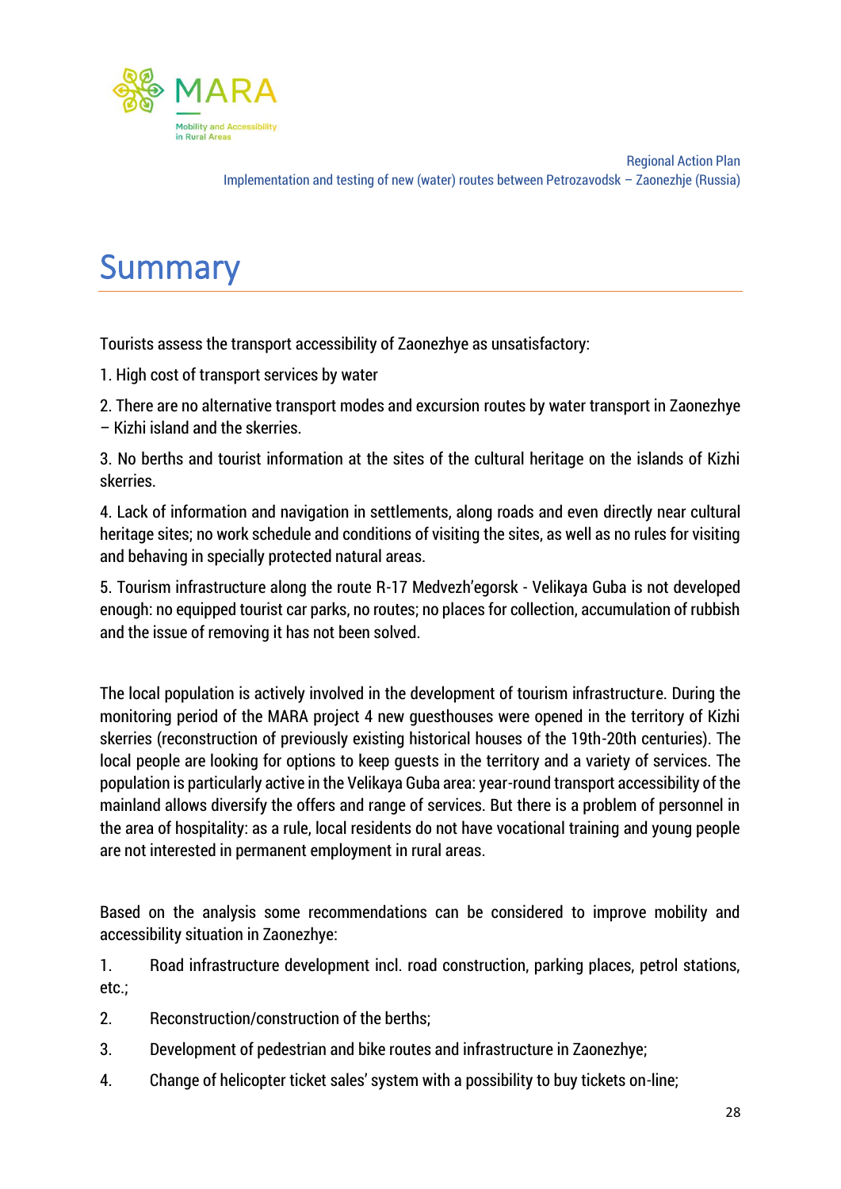# Summary

Tourists assess the transport accessibility of Zaonezhye as unsatisfactory:

1. High cost of transport services by water
2. There are no alternative transport modes and excursion routes by water transport in Zaonezhye – Kizhi island and the skerries.
3. No berths and tourist information at the sites of the cultural heritage on the islands of Kizhi skerries.
4. Lack of information and navigation in settlements, along roads and even directly near cultural heritage sites; no work schedule and conditions of visiting the sites, as well as no rules for visiting and behaving in specially protected natural areas.
5. Tourism infrastructure along the route R-17 Medvezh'egorsk - Velikaya Guba is not developed enough: no equipped tourist car parks, no routes; no places for collection, accumulation of rubbish and the issue of removing it has not been solved.

The local population is actively involved in the development of tourism infrastructure. During the monitoring period of the MARA project 4 new guesthouses were opened in the territory of Kizhi skerries (reconstruction of previously existing historical houses of the 19th-20th centuries). The local people are looking for options to keep guests in the territory and a variety of services. The population is particularly active in the Velikaya Guba area: year-round transport accessibility of the mainland allows diversify the offers and range of services. But there is a problem of personnel in the area of hospitality: as a rule, local residents do not have vocational training and young people are not interested in permanent employment in rural areas.

Based on the analysis some recommendations can be considered to improve mobility and accessibility situation in Zaonezhye:

1. Road infrastructure development incl. road construction, parking places, petrol stations, etc.;
2. Reconstruction/construction of the berths;
3. Development of pedestrian and bike routes and infrastructure in Zaonezhye;
4. Change of helicopter ticket sales' system with a possibility to buy tickets on-line;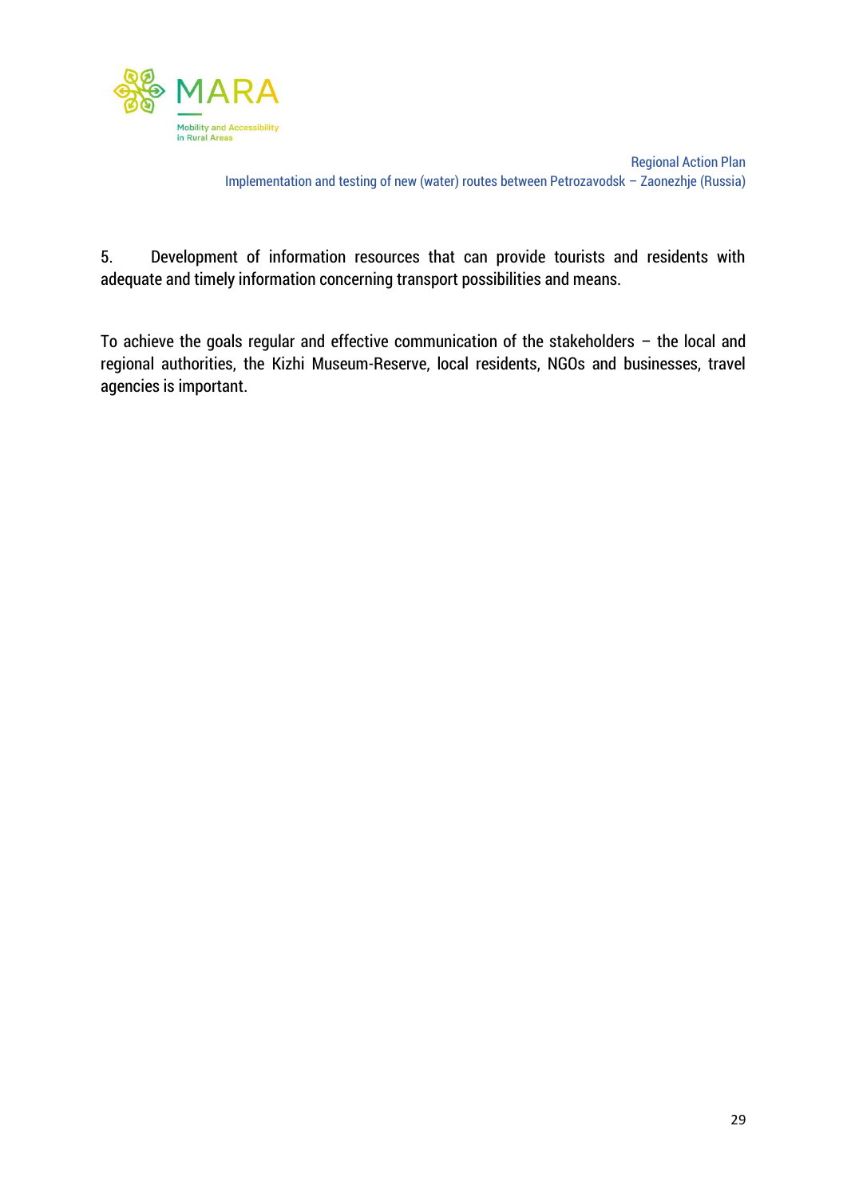5. Development of information resources that can provide tourists and residents with adequate and timely information concerning transport possibilities and means.

To achieve the goals regular and effective communication of the stakeholders – the local and regional authorities, the Kizhi Museum-Reserve, local residents, NGOs and businesses, travel agencies is important.